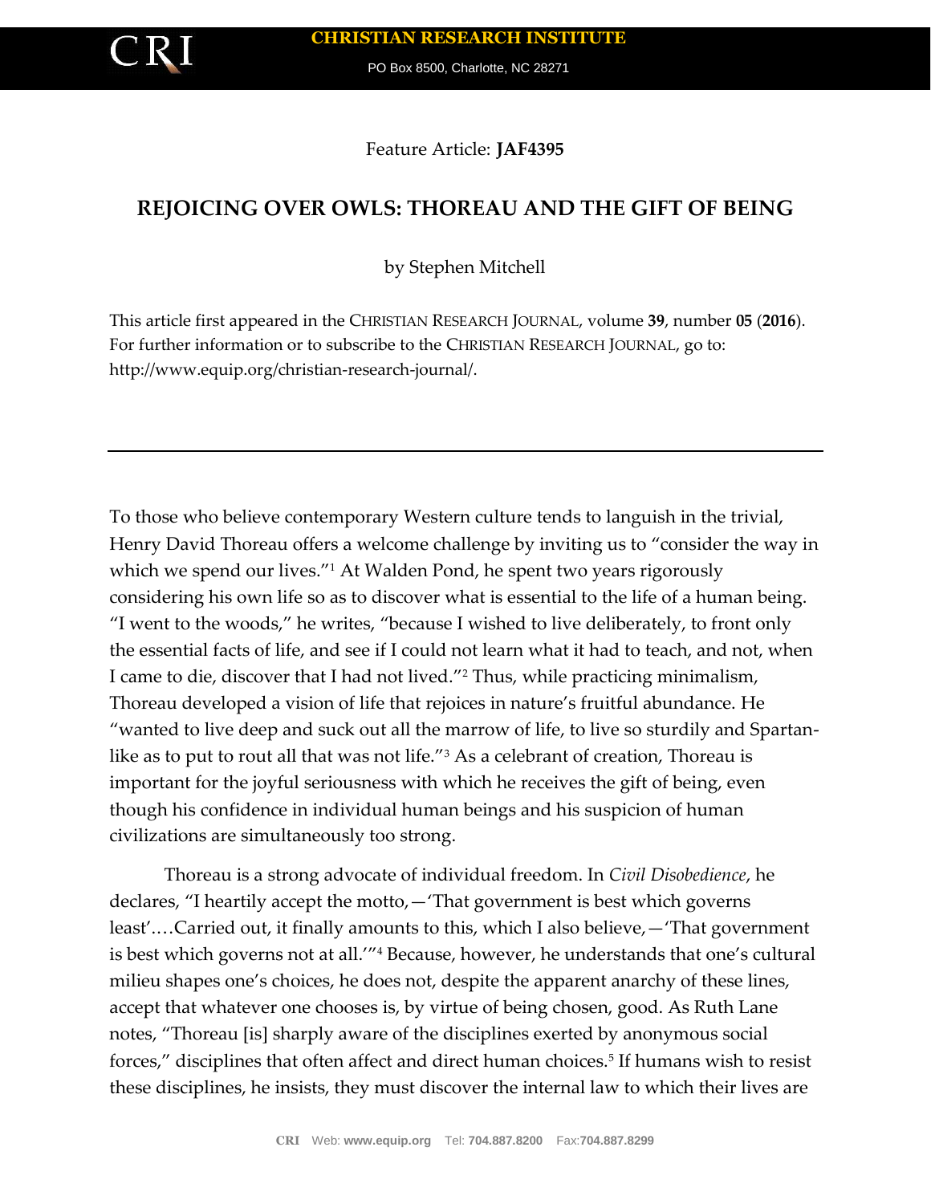Feature Article: **JAF4395**

# REJOICING OVER OWLS: THOREAU AND THE GIFT OF BEING

by Stephen Mitchell

This article first appeared in the CHRISTIAN RESEARCH JOURNAL, volume **39**, number **05** (**2016**). For further information or to subscribe to the CHRISTIAN RESEARCH JOURNAL, go to: http://www.equip.org/christian-research-journal/.

---

To those who believe contemporary Western culture tends to languish in the trivial, Henry David Thoreau offers a welcome challenge by inviting us to "consider the way in which we spend our lives."[1] At Walden Pond, he spent two years rigorously considering his own life so as to discover what is essential to the life of a human being. "I went to the woods," he writes, "because I wished to live deliberately, to front only the essential facts of life, and see if I could not learn what it had to teach, and not, when I came to die, discover that I had not lived."[2] Thus, while practicing minimalism, Thoreau developed a vision of life that rejoices in nature's fruitful abundance. He "wanted to live deep and suck out all the marrow of life, to live so sturdily and Spartan-like as to put to rout all that was not life."[3] As a celebrant of creation, Thoreau is important for the joyful seriousness with which he receives the gift of being, even though his confidence in individual human beings and his suspicion of human civilizations are simultaneously too strong.

Thoreau is a strong advocate of individual freedom. In *Civil Disobedience*, he declares, "I heartily accept the motto,—'That government is best which governs least'….Carried out, it finally amounts to this, which I also believe,—'That government is best which governs not at all.'"[4] Because, however, he understands that one's cultural milieu shapes one's choices, he does not, despite the apparent anarchy of these lines, accept that whatever one chooses is, by virtue of being chosen, good. As Ruth Lane notes, "Thoreau [is] sharply aware of the disciplines exerted by anonymous social forces," disciplines that often affect and direct human choices.[5] If humans wish to resist these disciplines, he insists, they must discover the internal law to which their lives are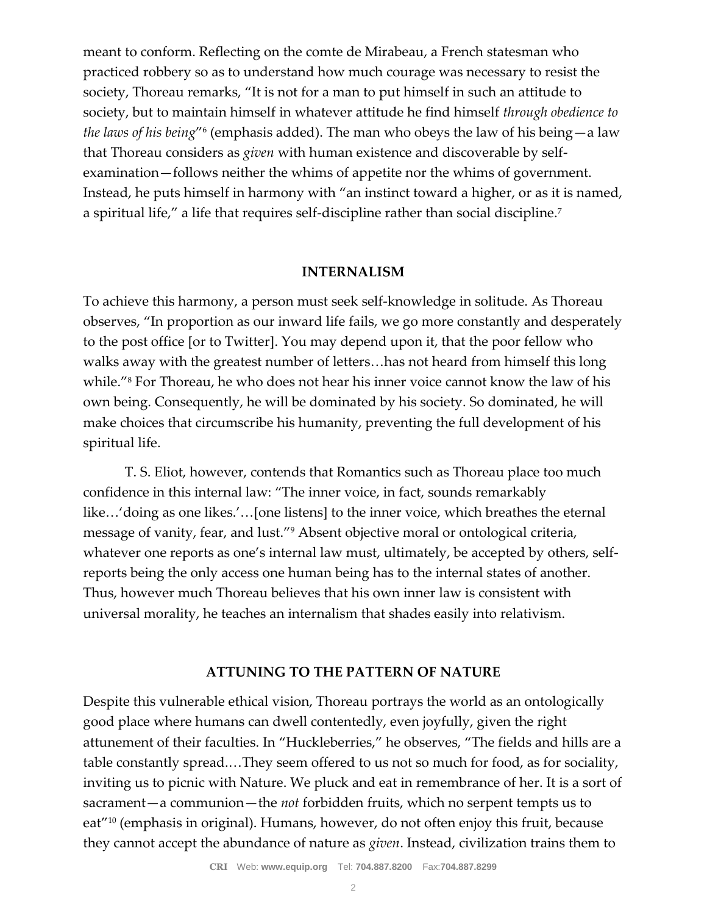meant to conform. Reflecting on the comte de Mirabeau, a French statesman who practiced robbery so as to understand how much courage was necessary to resist the society, Thoreau remarks, "It is not for a man to put himself in such an attitude to society, but to maintain himself in whatever attitude he find himself *through obedience to the laws of his being*"[6] (emphasis added). The man who obeys the law of his being—a law that Thoreau considers as *given* with human existence and discoverable by self-examination—follows neither the whims of appetite nor the whims of government. Instead, he puts himself in harmony with "an instinct toward a higher, or as it is named, a spiritual life," a life that requires self-discipline rather than social discipline.[7]

## INTERNALISM

To achieve this harmony, a person must seek self-knowledge in solitude. As Thoreau observes, "In proportion as our inward life fails, we go more constantly and desperately to the post office [or to Twitter]. You may depend upon it, that the poor fellow who walks away with the greatest number of letters…has not heard from himself this long while."[8] For Thoreau, he who does not hear his inner voice cannot know the law of his own being. Consequently, he will be dominated by his society. So dominated, he will make choices that circumscribe his humanity, preventing the full development of his spiritual life.

T. S. Eliot, however, contends that Romantics such as Thoreau place too much confidence in this internal law: "The inner voice, in fact, sounds remarkably like…'doing as one likes.'…[one listens] to the inner voice, which breathes the eternal message of vanity, fear, and lust."[9] Absent objective moral or ontological criteria, whatever one reports as one's internal law must, ultimately, be accepted by others, self-reports being the only access one human being has to the internal states of another. Thus, however much Thoreau believes that his own inner law is consistent with universal morality, he teaches an internalism that shades easily into relativism.

## ATTUNING TO THE PATTERN OF NATURE

Despite this vulnerable ethical vision, Thoreau portrays the world as an ontologically good place where humans can dwell contentedly, even joyfully, given the right attunement of their faculties. In "Huckleberries," he observes, "The fields and hills are a table constantly spread.…They seem offered to us not so much for food, as for sociality, inviting us to picnic with Nature. We pluck and eat in remembrance of her. It is a sort of sacrament—a communion—the *not* forbidden fruits, which no serpent tempts us to eat"[10] (emphasis in original). Humans, however, do not often enjoy this fruit, because they cannot accept the abundance of nature as *given*. Instead, civilization trains them to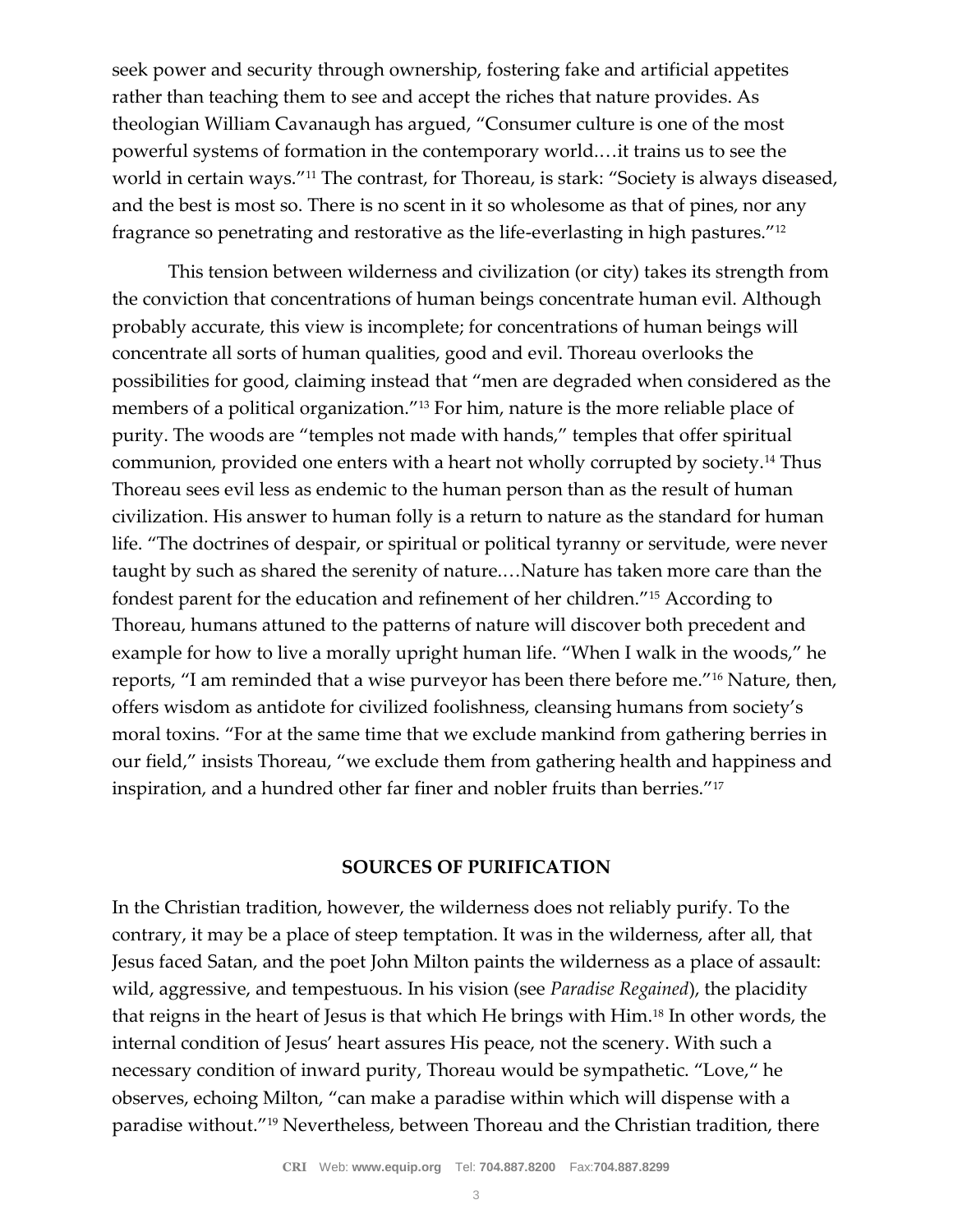seek power and security through ownership, fostering fake and artificial appetites rather than teaching them to see and accept the riches that nature provides. As theologian William Cavanaugh has argued, "Consumer culture is one of the most powerful systems of formation in the contemporary world.…it trains us to see the world in certain ways."[11] The contrast, for Thoreau, is stark: "Society is always diseased, and the best is most so. There is no scent in it so wholesome as that of pines, nor any fragrance so penetrating and restorative as the life-everlasting in high pastures."[12]

This tension between wilderness and civilization (or city) takes its strength from the conviction that concentrations of human beings concentrate human evil. Although probably accurate, this view is incomplete; for concentrations of human beings will concentrate all sorts of human qualities, good and evil. Thoreau overlooks the possibilities for good, claiming instead that "men are degraded when considered as the members of a political organization."[13] For him, nature is the more reliable place of purity. The woods are "temples not made with hands," temples that offer spiritual communion, provided one enters with a heart not wholly corrupted by society.[14] Thus Thoreau sees evil less as endemic to the human person than as the result of human civilization. His answer to human folly is a return to nature as the standard for human life. "The doctrines of despair, or spiritual or political tyranny or servitude, were never taught by such as shared the serenity of nature.…Nature has taken more care than the fondest parent for the education and refinement of her children."[15] According to Thoreau, humans attuned to the patterns of nature will discover both precedent and example for how to live a morally upright human life. "When I walk in the woods," he reports, "I am reminded that a wise purveyor has been there before me."[16] Nature, then, offers wisdom as antidote for civilized foolishness, cleansing humans from society's moral toxins. "For at the same time that we exclude mankind from gathering berries in our field," insists Thoreau, "we exclude them from gathering health and happiness and inspiration, and a hundred other far finer and nobler fruits than berries."[17]

## SOURCES OF PURIFICATION

In the Christian tradition, however, the wilderness does not reliably purify. To the contrary, it may be a place of steep temptation. It was in the wilderness, after all, that Jesus faced Satan, and the poet John Milton paints the wilderness as a place of assault: wild, aggressive, and tempestuous. In his vision (see *Paradise Regained*), the placidity that reigns in the heart of Jesus is that which He brings with Him.[18] In other words, the internal condition of Jesus' heart assures His peace, not the scenery. With such a necessary condition of inward purity, Thoreau would be sympathetic. "Love," he observes, echoing Milton, "can make a paradise within which will dispense with a paradise without."[19] Nevertheless, between Thoreau and the Christian tradition, there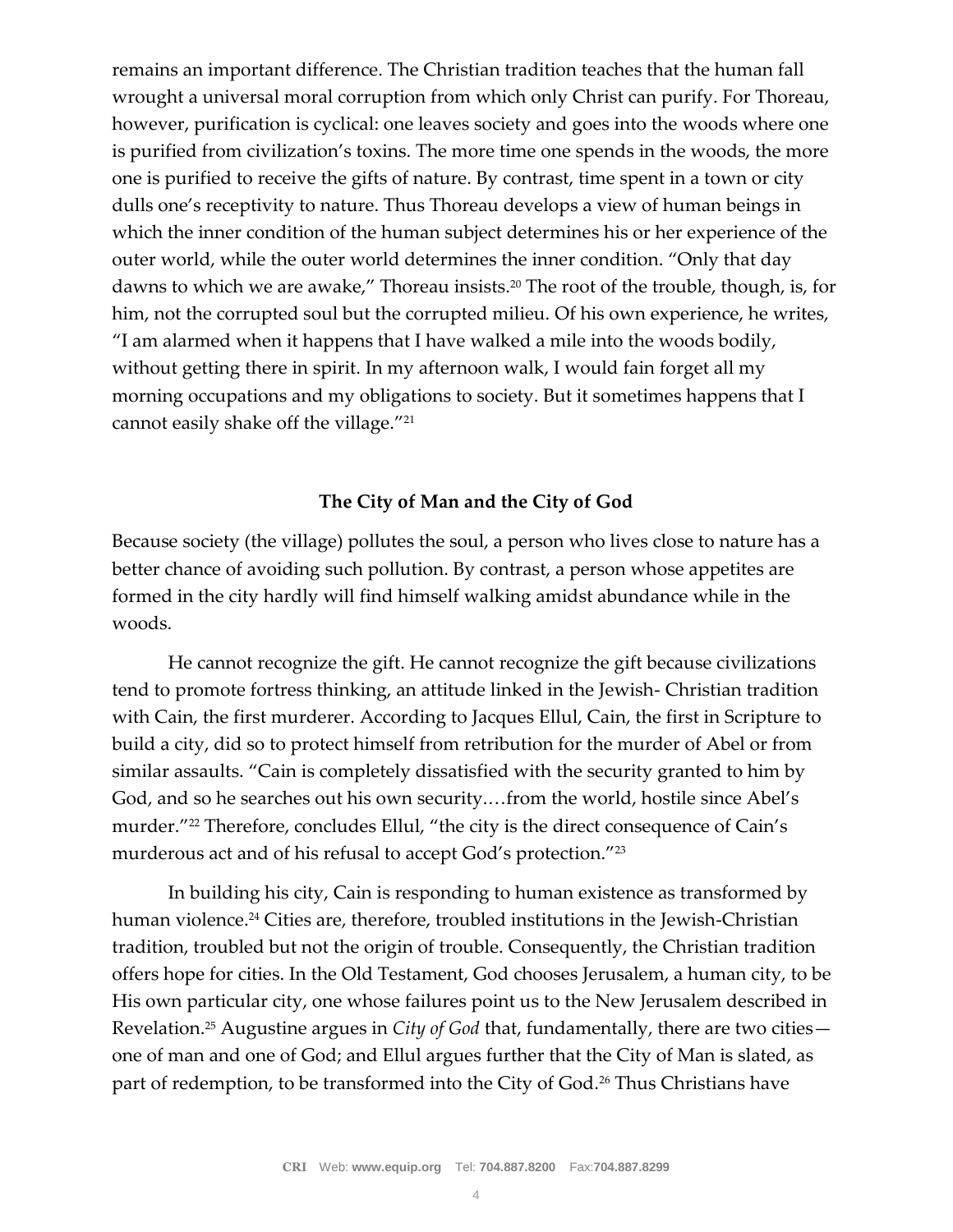remains an important difference. The Christian tradition teaches that the human fall wrought a universal moral corruption from which only Christ can purify. For Thoreau, however, purification is cyclical: one leaves society and goes into the woods where one is purified from civilization's toxins. The more time one spends in the woods, the more one is purified to receive the gifts of nature. By contrast, time spent in a town or city dulls one's receptivity to nature. Thus Thoreau develops a view of human beings in which the inner condition of the human subject determines his or her experience of the outer world, while the outer world determines the inner condition. "Only that day dawns to which we are awake," Thoreau insists.[20] The root of the trouble, though, is, for him, not the corrupted soul but the corrupted milieu. Of his own experience, he writes, "I am alarmed when it happens that I have walked a mile into the woods bodily, without getting there in spirit. In my afternoon walk, I would fain forget all my morning occupations and my obligations to society. But it sometimes happens that I cannot easily shake off the village."[21]

### The City of Man and the City of God

Because society (the village) pollutes the soul, a person who lives close to nature has a better chance of avoiding such pollution. By contrast, a person whose appetites are formed in the city hardly will find himself walking amidst abundance while in the woods.

He cannot recognize the gift. He cannot recognize the gift because civilizations tend to promote fortress thinking, an attitude linked in the Jewish- Christian tradition with Cain, the first murderer. According to Jacques Ellul, Cain, the first in Scripture to build a city, did so to protect himself from retribution for the murder of Abel or from similar assaults. "Cain is completely dissatisfied with the security granted to him by God, and so he searches out his own security.…from the world, hostile since Abel's murder."[22] Therefore, concludes Ellul, "the city is the direct consequence of Cain's murderous act and of his refusal to accept God's protection."[23]

In building his city, Cain is responding to human existence as transformed by human violence.[24] Cities are, therefore, troubled institutions in the Jewish-Christian tradition, troubled but not the origin of trouble. Consequently, the Christian tradition offers hope for cities. In the Old Testament, God chooses Jerusalem, a human city, to be His own particular city, one whose failures point us to the New Jerusalem described in Revelation.[25] Augustine argues in *City of God* that, fundamentally, there are two cities—one of man and one of God; and Ellul argues further that the City of Man is slated, as part of redemption, to be transformed into the City of God.[26] Thus Christians have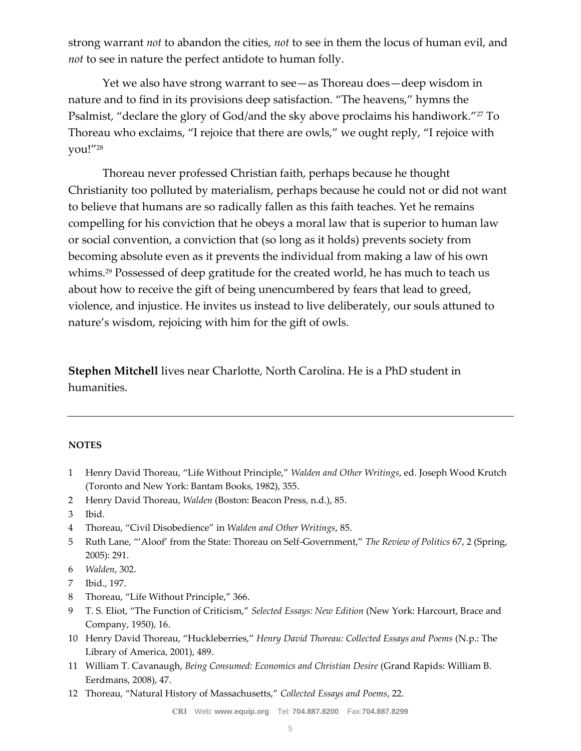strong warrant *not* to abandon the cities, *not* to see in them the locus of human evil, and *not* to see in nature the perfect antidote to human folly.

Yet we also have strong warrant to see—as Thoreau does—deep wisdom in nature and to find in its provisions deep satisfaction. "The heavens," hymns the Psalmist, "declare the glory of God/and the sky above proclaims his handiwork."[27] To Thoreau who exclaims, "I rejoice that there are owls," we ought reply, "I rejoice with you!"[28]

Thoreau never professed Christian faith, perhaps because he thought Christianity too polluted by materialism, perhaps because he could not or did not want to believe that humans are so radically fallen as this faith teaches. Yet he remains compelling for his conviction that he obeys a moral law that is superior to human law or social convention, a conviction that (so long as it holds) prevents society from becoming absolute even as it prevents the individual from making a law of his own whims.[29] Possessed of deep gratitude for the created world, he has much to teach us about how to receive the gift of being unencumbered by fears that lead to greed, violence, and injustice. He invites us instead to live deliberately, our souls attuned to nature's wisdom, rejoicing with him for the gift of owls.

**Stephen Mitchell** lives near Charlotte, North Carolina. He is a PhD student in humanities.

---

**NOTES**

1 Henry David Thoreau, "Life Without Principle," *Walden and Other Writings*, ed. Joseph Wood Krutch (Toronto and New York: Bantam Books, 1982), 355.
2 Henry David Thoreau, *Walden* (Boston: Beacon Press, n.d.), 85.
3 Ibid.
4 Thoreau, "Civil Disobedience" in *Walden and Other Writings*, 85.
5 Ruth Lane, "'Aloof' from the State: Thoreau on Self-Government," *The Review of Politics* 67, 2 (Spring, 2005): 291.
6 *Walden*, 302.
7 Ibid., 197.
8 Thoreau, "Life Without Principle," 366.
9 T. S. Eliot, "The Function of Criticism," *Selected Essays: New Edition* (New York: Harcourt, Brace and Company, 1950), 16.
10 Henry David Thoreau, "Huckleberries," *Henry David Thoreau: Collected Essays and Poems* (N.p.: The Library of America, 2001), 489.
11 William T. Cavanaugh, *Being Consumed: Economics and Christian Desire* (Grand Rapids: William B. Eerdmans, 2008), 47.
12 Thoreau, "Natural History of Massachusetts," *Collected Essays and Poems*, 22.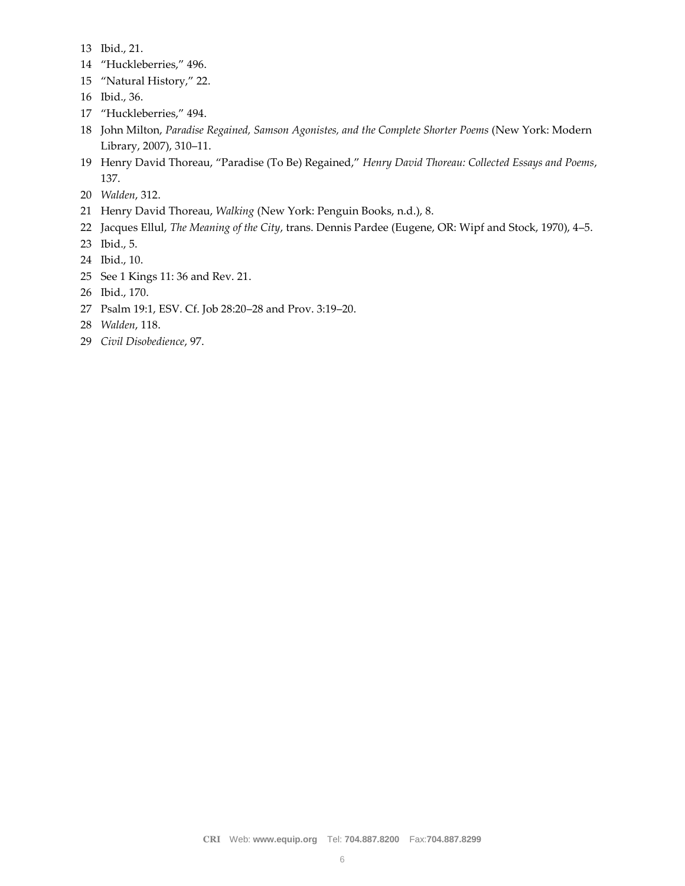13 Ibid., 21.

14 "Huckleberries," 496.

15 "Natural History," 22.

16 Ibid., 36.

17 "Huckleberries," 494.

18 John Milton, *Paradise Regained, Samson Agonistes, and the Complete Shorter Poems* (New York: Modern Library, 2007), 310–11.

19 Henry David Thoreau, "Paradise (To Be) Regained," *Henry David Thoreau: Collected Essays and Poems*, 137.

20 *Walden*, 312.

21 Henry David Thoreau, *Walking* (New York: Penguin Books, n.d.), 8.

22 Jacques Ellul, *The Meaning of the City*, trans. Dennis Pardee (Eugene, OR: Wipf and Stock, 1970), 4–5.

23 Ibid., 5.

24 Ibid., 10.

25 See 1 Kings 11: 36 and Rev. 21.

26 Ibid., 170.

27 Psalm 19:1, ESV. Cf. Job 28:20–28 and Prov. 3:19–20.

28 *Walden*, 118.

29 *Civil Disobedience*, 97.